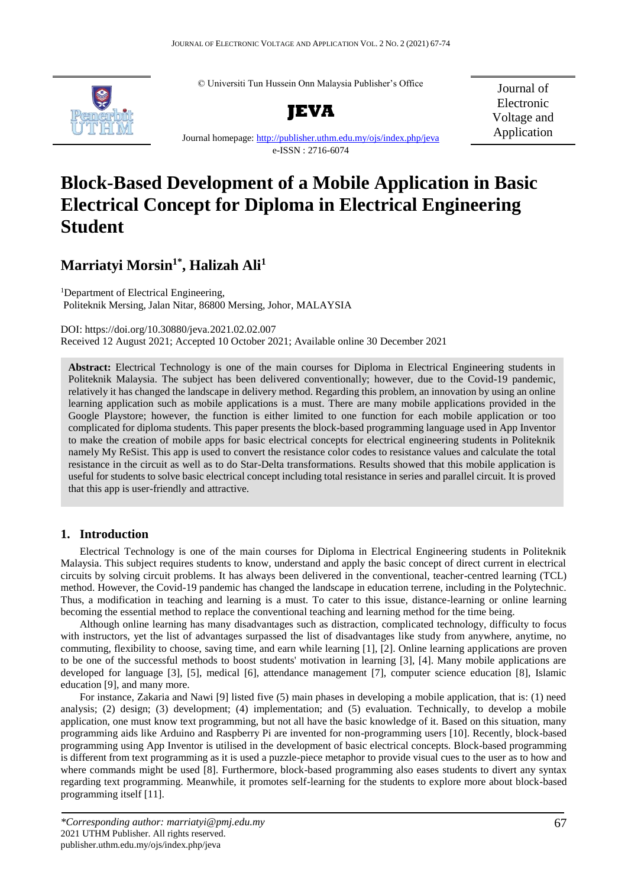© Universiti Tun Hussein Onn Malaysia Publisher's Office

**JEVA**

Journal homepage: http://publisher.uthm.edu.my/ojs/index.php/jeva

e-ISSN : 2716-6074

Journal of Electronic Voltage and Application

# Block-Based Development of a Mobile Application in Basic Electrical Concept for Diploma in Electrical Engineering Student

## Marriatyi Morsin[1*], Halizah Ali[1]

[1]Department of Electrical Engineering, Politeknik Mersing, Jalan Nitar, 86800 Mersing, Johor, MALAYSIA

DOI: https://doi.org/10.30880/jeva.2021.02.02.007

Received 12 August 2021; Accepted 10 October 2021; Available online 30 December 2021

**Abstract:** Electrical Technology is one of the main courses for Diploma in Electrical Engineering students in Politeknik Malaysia. The subject has been delivered conventionally; however, due to the Covid-19 pandemic, relatively it has changed the landscape in delivery method. Regarding this problem, an innovation by using an online learning application such as mobile applications is a must. There are many mobile applications provided in the Google Playstore; however, the function is either limited to one function for each mobile application or too complicated for diploma students. This paper presents the block-based programming language used in App Inventor to make the creation of mobile apps for basic electrical concepts for electrical engineering students in Politeknik namely My ReSist. This app is used to convert the resistance color codes to resistance values and calculate the total resistance in the circuit as well as to do Star-Delta transformations. Results showed that this mobile application is useful for students to solve basic electrical concept including total resistance in series and parallel circuit. It is proved that this app is user-friendly and attractive.

## 1. Introduction

Electrical Technology is one of the main courses for Diploma in Electrical Engineering students in Politeknik Malaysia. This subject requires students to know, understand and apply the basic concept of direct current in electrical circuits by solving circuit problems. It has always been delivered in the conventional, teacher-centred learning (TCL) method. However, the Covid-19 pandemic has changed the landscape in education terrene, including in the Polytechnic. Thus, a modification in teaching and learning is a must. To cater to this issue, distance-learning or online learning becoming the essential method to replace the conventional teaching and learning method for the time being.

Although online learning has many disadvantages such as distraction, complicated technology, difficulty to focus with instructors, yet the list of advantages surpassed the list of disadvantages like study from anywhere, anytime, no commuting, flexibility to choose, saving time, and earn while learning [1], [2]. Online learning applications are proven to be one of the successful methods to boost students' motivation in learning [3], [4]. Many mobile applications are developed for language [3], [5], medical [6], attendance management [7], computer science education [8], Islamic education [9], and many more.

For instance, Zakaria and Nawi [9] listed five (5) main phases in developing a mobile application, that is: (1) need analysis; (2) design; (3) development; (4) implementation; and (5) evaluation. Technically, to develop a mobile application, one must know text programming, but not all have the basic knowledge of it. Based on this situation, many programming aids like Arduino and Raspberry Pi are invented for non-programming users [10]. Recently, block-based programming using App Inventor is utilised in the development of basic electrical concepts. Block-based programming is different from text programming as it is used a puzzle-piece metaphor to provide visual cues to the user as to how and where commands might be used [8]. Furthermore, block-based programming also eases students to divert any syntax regarding text programming. Meanwhile, it promotes self-learning for the students to explore more about block-based programming itself [11].

*\*Corresponding author: marriatyi@pmj.edu.my*
2021 UTHM Publisher. All rights reserved.
publisher.uthm.edu.my/ojs/index.php/jeva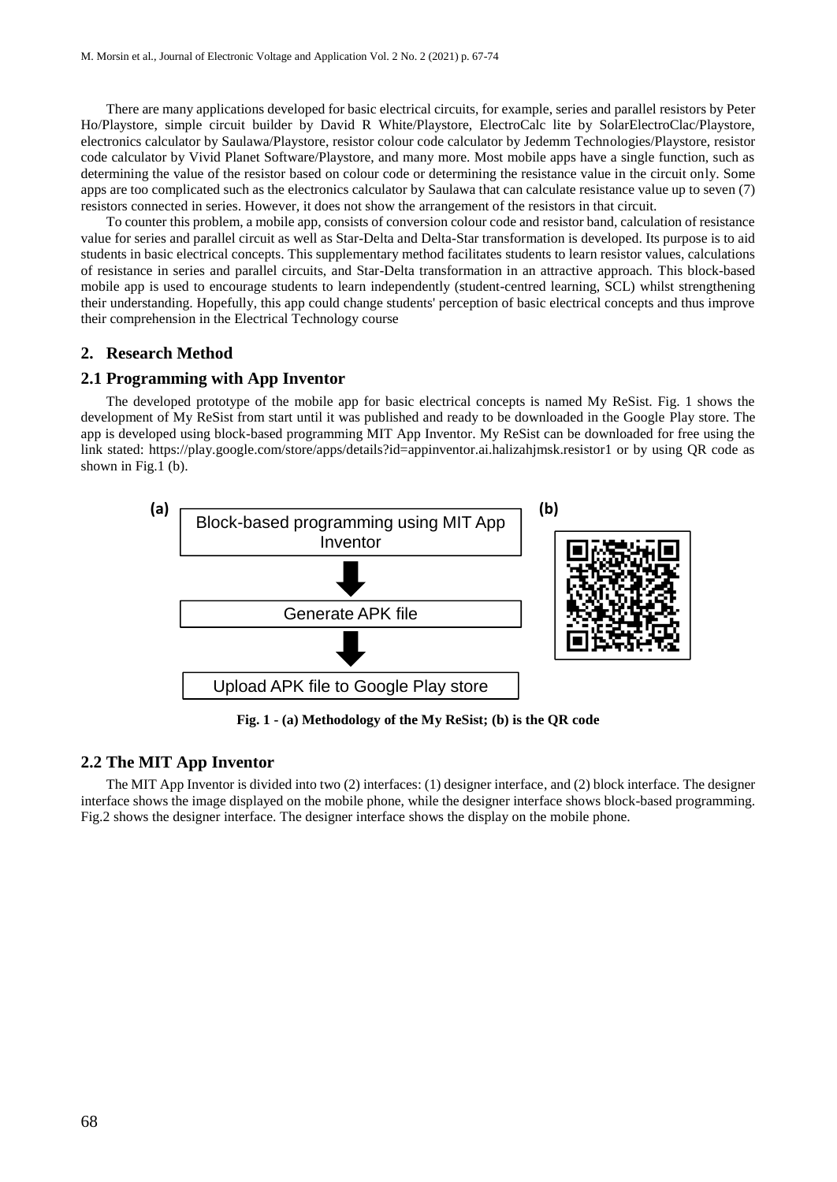There are many applications developed for basic electrical circuits, for example, series and parallel resistors by Peter Ho/Playstore, simple circuit builder by David R White/Playstore, ElectroCalc lite by SolarElectroClac/Playstore, electronics calculator by Saulawa/Playstore, resistor colour code calculator by Jedemm Technologies/Playstore, resistor code calculator by Vivid Planet Software/Playstore, and many more. Most mobile apps have a single function, such as determining the value of the resistor based on colour code or determining the resistance value in the circuit only. Some apps are too complicated such as the electronics calculator by Saulawa that can calculate resistance value up to seven (7) resistors connected in series. However, it does not show the arrangement of the resistors in that circuit.

To counter this problem, a mobile app, consists of conversion colour code and resistor band, calculation of resistance value for series and parallel circuit as well as Star-Delta and Delta-Star transformation is developed. Its purpose is to aid students in basic electrical concepts. This supplementary method facilitates students to learn resistor values, calculations of resistance in series and parallel circuits, and Star-Delta transformation in an attractive approach. This block-based mobile app is used to encourage students to learn independently (student-centred learning, SCL) whilst strengthening their understanding. Hopefully, this app could change students' perception of basic electrical concepts and thus improve their comprehension in the Electrical Technology course

## 2. Research Method

### 2.1 Programming with App Inventor

The developed prototype of the mobile app for basic electrical concepts is named My ReSist. Fig. 1 shows the development of My ReSist from start until it was published and ready to be downloaded in the Google Play store. The app is developed using block-based programming MIT App Inventor. My ReSist can be downloaded for free using the link stated: https://play.google.com/store/apps/details?id=appinventor.ai.halizahjmsk.resistor1 or by using QR code as shown in Fig.1 (b).

(a)

Block-based programming using MIT App Inventor

↓

Generate APK file

↓

Upload APK file to Google Play store

(b)

**Fig. 1 - (a) Methodology of the My ReSist; (b) is the QR code**

### 2.2 The MIT App Inventor

The MIT App Inventor is divided into two (2) interfaces: (1) designer interface, and (2) block interface. The designer interface shows the image displayed on the mobile phone, while the designer interface shows block-based programming. Fig.2 shows the designer interface. The designer interface shows the display on the mobile phone.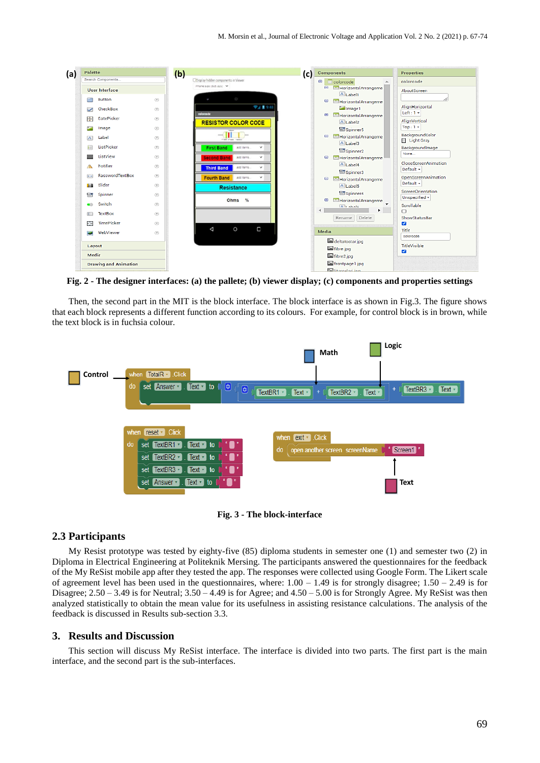Fig. 2 - The designer interfaces: (a) the pallete; (b) viewer display; (c) components and properties settings

Then, the second part in the MIT is the block interface. The block interface is as shown in Fig.3. The figure shows that each block represents a different function according to its colours. For example, for control block is in brown, while the text block is in fuchsia colour.

Fig. 3 - The block-interface

## 2.3 Participants

My Resist prototype was tested by eighty-five (85) diploma students in semester one (1) and semester two (2) in Diploma in Electrical Engineering at Politeknik Mersing. The participants answered the questionnaires for the feedback of the My ReSist mobile app after they tested the app. The responses were collected using Google Form. The Likert scale of agreement level has been used in the questionnaires, where: 1.00 – 1.49 is for strongly disagree; 1.50 – 2.49 is for Disagree; 2.50 – 3.49 is for Neutral; 3.50 – 4.49 is for Agree; and 4.50 – 5.00 is for Strongly Agree. My ReSist was then analyzed statistically to obtain the mean value for its usefulness in assisting resistance calculations. The analysis of the feedback is discussed in Results sub-section 3.3.

## 3. Results and Discussion

This section will discuss My ReSist interface. The interface is divided into two parts. The first part is the main interface, and the second part is the sub-interfaces.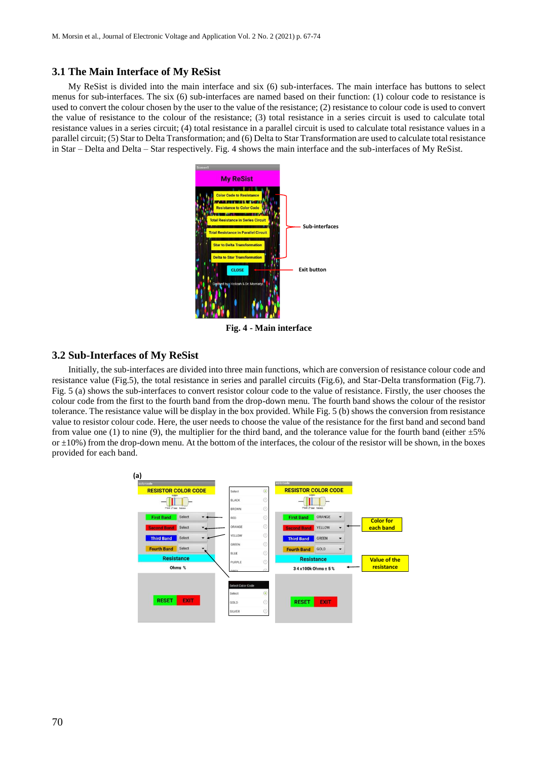## 3.1 The Main Interface of My ReSist

My ReSist is divided into the main interface and six (6) sub-interfaces. The main interface has buttons to select menus for sub-interfaces. The six (6) sub-interfaces are named based on their function: (1) colour code to resistance is used to convert the colour chosen by the user to the value of the resistance; (2) resistance to colour code is used to convert the value of resistance to the colour of the resistance; (3) total resistance in a series circuit is used to calculate total resistance values in a series circuit; (4) total resistance in a parallel circuit is used to calculate total resistance values in a parallel circuit; (5) Star to Delta Transformation; and (6) Delta to Star Transformation are used to calculate total resistance in Star – Delta and Delta – Star respectively. Fig. 4 shows the main interface and the sub-interfaces of My ReSist.

**Fig. 4 - Main interface**

## 3.2 Sub-Interfaces of My ReSist

Initially, the sub-interfaces are divided into three main functions, which are conversion of resistance colour code and resistance value (Fig.5), the total resistance in series and parallel circuits (Fig.6), and Star-Delta transformation (Fig.7). Fig. 5 (a) shows the sub-interfaces to convert resistor colour code to the value of resistance. Firstly, the user chooses the colour code from the first to the fourth band from the drop-down menu. The fourth band shows the colour of the resistor tolerance. The resistance value will be display in the box provided. While Fig. 5 (b) shows the conversion from resistance value to resistor colour code. Here, the user needs to choose the value of the resistance for the first band and second band from value one (1) to nine (9), the multiplier for the third band, and the tolerance value for the fourth band (either ±5% or ±10%) from the drop-down menu. At the bottom of the interfaces, the colour of the resistor will be shown, in the boxes provided for each band.

(a)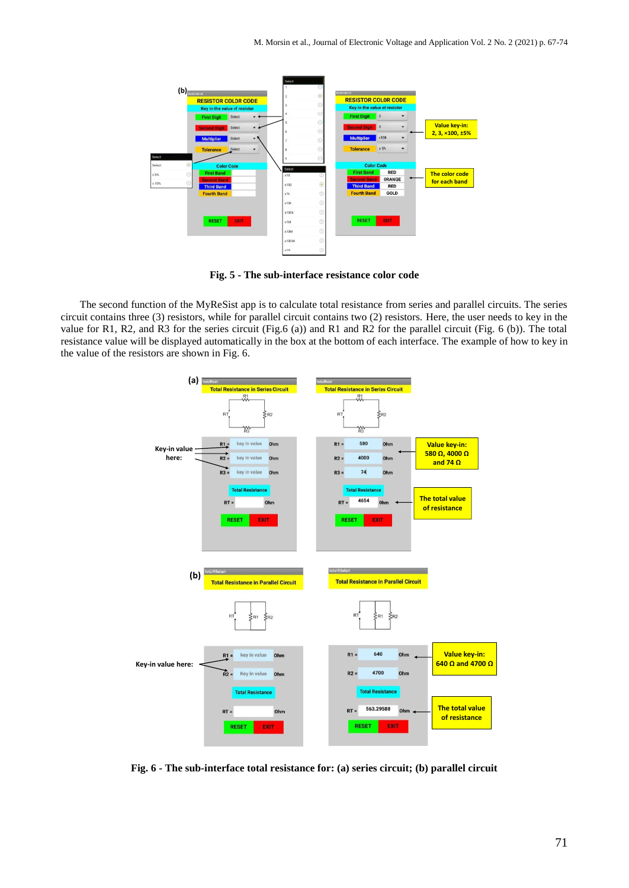**Fig. 5 - The sub-interface resistance color code**

The second function of the MyReSist app is to calculate total resistance from series and parallel circuits. The series circuit contains three (3) resistors, while for parallel circuit contains two (2) resistors. Here, the user needs to key in the value for R1, R2, and R3 for the series circuit (Fig.6 (a)) and R1 and R2 for the parallel circuit (Fig. 6 (b)). The total resistance value will be displayed automatically in the box at the bottom of each interface. The example of how to key in the value of the resistors are shown in Fig. 6.

**Fig. 6 - The sub-interface total resistance for: (a) series circuit; (b) parallel circuit**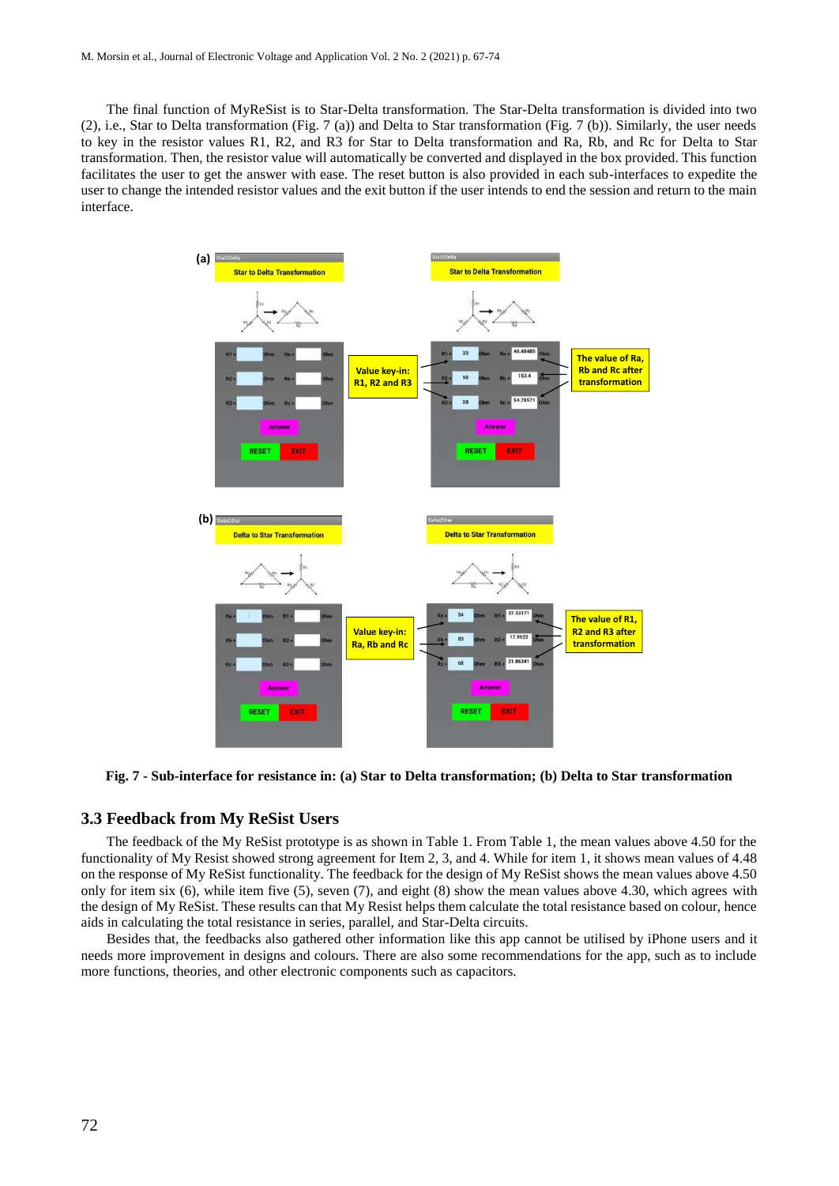The final function of MyReSist is to Star-Delta transformation. The Star-Delta transformation is divided into two (2), i.e., Star to Delta transformation (Fig. 7 (a)) and Delta to Star transformation (Fig. 7 (b)). Similarly, the user needs to key in the resistor values R1, R2, and R3 for Star to Delta transformation and Ra, Rb, and Rc for Delta to Star transformation. Then, the resistor value will automatically be converted and displayed in the box provided. This function facilitates the user to get the answer with ease. The reset button is also provided in each sub-interfaces to expedite the user to change the intended resistor values and the exit button if the user intends to end the session and return to the main interface.

**Fig. 7 - Sub-interface for resistance in: (a) Star to Delta transformation; (b) Delta to Star transformation**

### 3.3 Feedback from My ReSist Users

The feedback of the My ReSist prototype is as shown in Table 1. From Table 1, the mean values above 4.50 for the functionality of My Resist showed strong agreement for Item 2, 3, and 4. While for item 1, it shows mean values of 4.48 on the response of My ReSist functionality. The feedback for the design of My ReSist shows the mean values above 4.50 only for item six (6), while item five (5), seven (7), and eight (8) show the mean values above 4.30, which agrees with the design of My ReSist. These results can that My Resist helps them calculate the total resistance based on colour, hence aids in calculating the total resistance in series, parallel, and Star-Delta circuits.

Besides that, the feedbacks also gathered other information like this app cannot be utilised by iPhone users and it needs more improvement in designs and colours. There are also some recommendations for the app, such as to include more functions, theories, and other electronic components such as capacitors.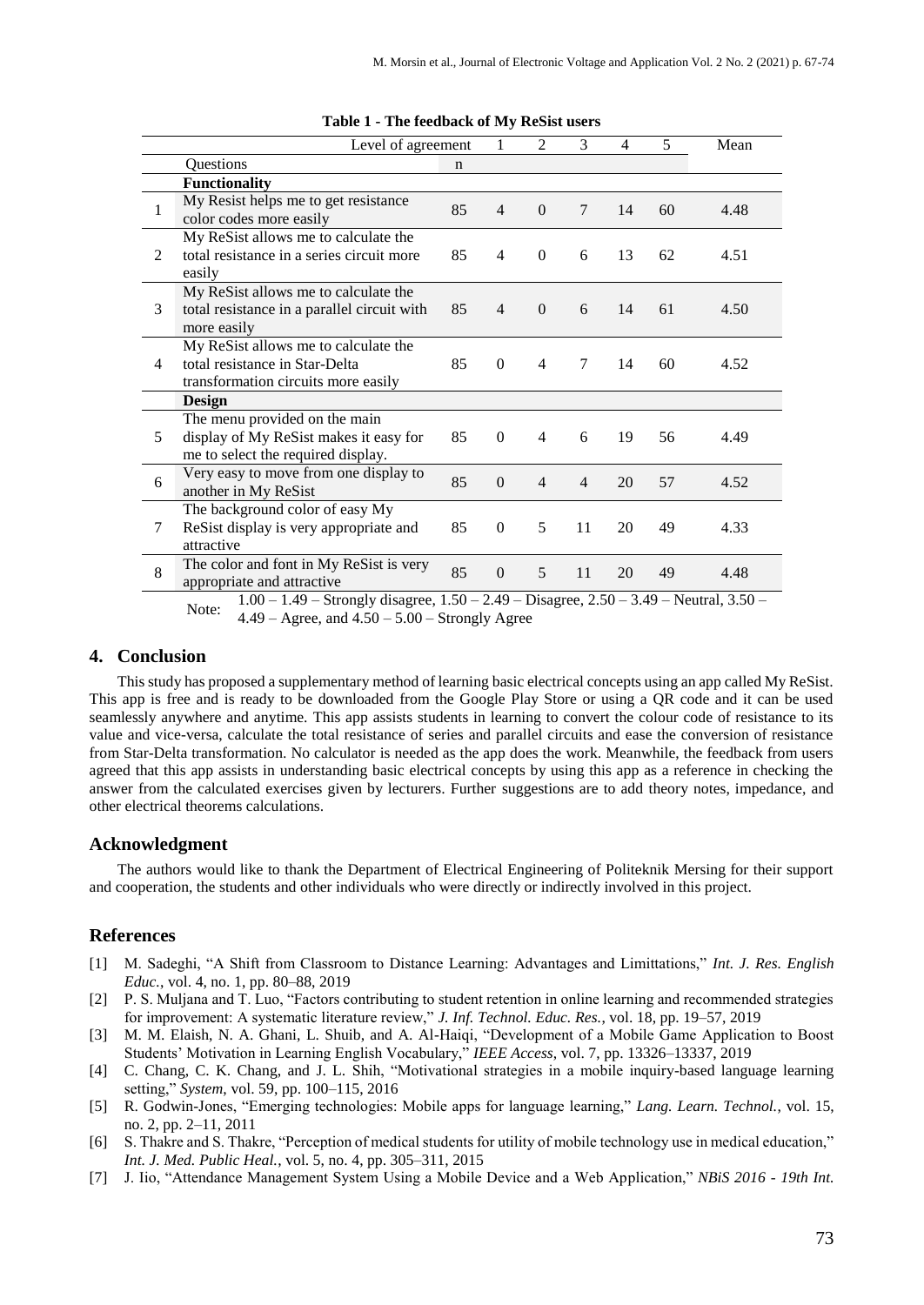**Table 1 - The feedback of My ReSist users**

| | Level of agreement | | 1 | 2 | 3 | 4 | 5 | Mean |
|---|---|---|---|---|---|---|---|---|
| | Questions | n | | | | | | |
| | **Functionality** | | | | | | | |
| 1 | My Resist helps me to get resistance color codes more easily | 85 | 4 | 0 | 7 | 14 | 60 | 4.48 |
| 2 | My ReSist allows me to calculate the total resistance in a series circuit more easily | 85 | 4 | 0 | 6 | 13 | 62 | 4.51 |
| 3 | My ReSist allows me to calculate the total resistance in a parallel circuit with more easily | 85 | 4 | 0 | 6 | 14 | 61 | 4.50 |
| 4 | My ReSist allows me to calculate the total resistance in Star-Delta transformation circuits more easily | 85 | 0 | 4 | 7 | 14 | 60 | 4.52 |
| | **Design** | | | | | | | |
| 5 | The menu provided on the main display of My ReSist makes it easy for me to select the required display. | 85 | 0 | 4 | 6 | 19 | 56 | 4.49 |
| 6 | Very easy to move from one display to another in My ReSist | 85 | 0 | 4 | 4 | 20 | 57 | 4.52 |
| 7 | The background color of easy My ReSist display is very appropriate and attractive | 85 | 0 | 5 | 11 | 20 | 49 | 4.33 |
| 8 | The color and font in My ReSist is very appropriate and attractive | 85 | 0 | 5 | 11 | 20 | 49 | 4.48 |

Note: 1.00 – 1.49 – Strongly disagree, 1.50 – 2.49 – Disagree, 2.50 – 3.49 – Neutral, 3.50 – 4.49 – Agree, and 4.50 – 5.00 – Strongly Agree

## 4. Conclusion

This study has proposed a supplementary method of learning basic electrical concepts using an app called My ReSist. This app is free and is ready to be downloaded from the Google Play Store or using a QR code and it can be used seamlessly anywhere and anytime. This app assists students in learning to convert the colour code of resistance to its value and vice-versa, calculate the total resistance of series and parallel circuits and ease the conversion of resistance from Star-Delta transformation. No calculator is needed as the app does the work. Meanwhile, the feedback from users agreed that this app assists in understanding basic electrical concepts by using this app as a reference in checking the answer from the calculated exercises given by lecturers. Further suggestions are to add theory notes, impedance, and other electrical theorems calculations.

## Acknowledgment

The authors would like to thank the Department of Electrical Engineering of Politeknik Mersing for their support and cooperation, the students and other individuals who were directly or indirectly involved in this project.

## References

[1] M. Sadeghi, "A Shift from Classroom to Distance Learning: Advantages and Limittations," *Int. J. Res. English Educ.*, vol. 4, no. 1, pp. 80–88, 2019

[2] P. S. Muljana and T. Luo, "Factors contributing to student retention in online learning and recommended strategies for improvement: A systematic literature review," *J. Inf. Technol. Educ. Res.*, vol. 18, pp. 19–57, 2019

[3] M. M. Elaish, N. A. Ghani, L. Shuib, and A. Al-Haiqi, "Development of a Mobile Game Application to Boost Students' Motivation in Learning English Vocabulary," *IEEE Access*, vol. 7, pp. 13326–13337, 2019

[4] C. Chang, C. K. Chang, and J. L. Shih, "Motivational strategies in a mobile inquiry-based language learning setting," *System*, vol. 59, pp. 100–115, 2016

[5] R. Godwin-Jones, "Emerging technologies: Mobile apps for language learning," *Lang. Learn. Technol.*, vol. 15, no. 2, pp. 2–11, 2011

[6] S. Thakre and S. Thakre, "Perception of medical students for utility of mobile technology use in medical education," *Int. J. Med. Public Heal.*, vol. 5, no. 4, pp. 305–311, 2015

[7] J. Iio, "Attendance Management System Using a Mobile Device and a Web Application," *NBiS 2016 - 19th Int.*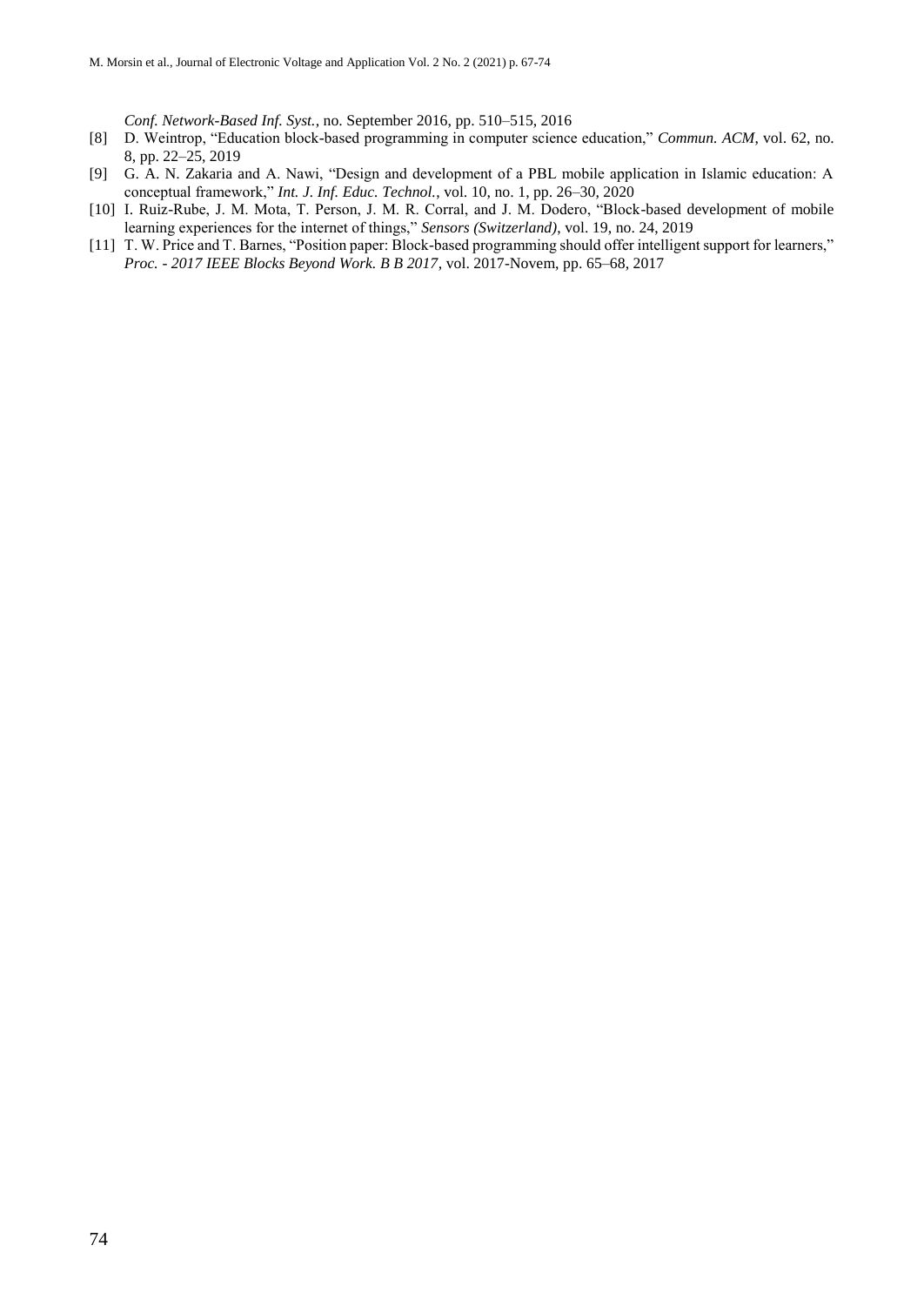*Conf. Network-Based Inf. Syst.*, no. September 2016, pp. 510–515, 2016

[8] D. Weintrop, "Education block-based programming in computer science education," *Commun. ACM*, vol. 62, no. 8, pp. 22–25, 2019

[9] G. A. N. Zakaria and A. Nawi, "Design and development of a PBL mobile application in Islamic education: A conceptual framework," *Int. J. Inf. Educ. Technol.*, vol. 10, no. 1, pp. 26–30, 2020

[10] I. Ruiz-Rube, J. M. Mota, T. Person, J. M. R. Corral, and J. M. Dodero, "Block-based development of mobile learning experiences for the internet of things," *Sensors (Switzerland)*, vol. 19, no. 24, 2019

[11] T. W. Price and T. Barnes, "Position paper: Block-based programming should offer intelligent support for learners," *Proc. - 2017 IEEE Blocks Beyond Work. B B 2017*, vol. 2017-Novem, pp. 65–68, 2017